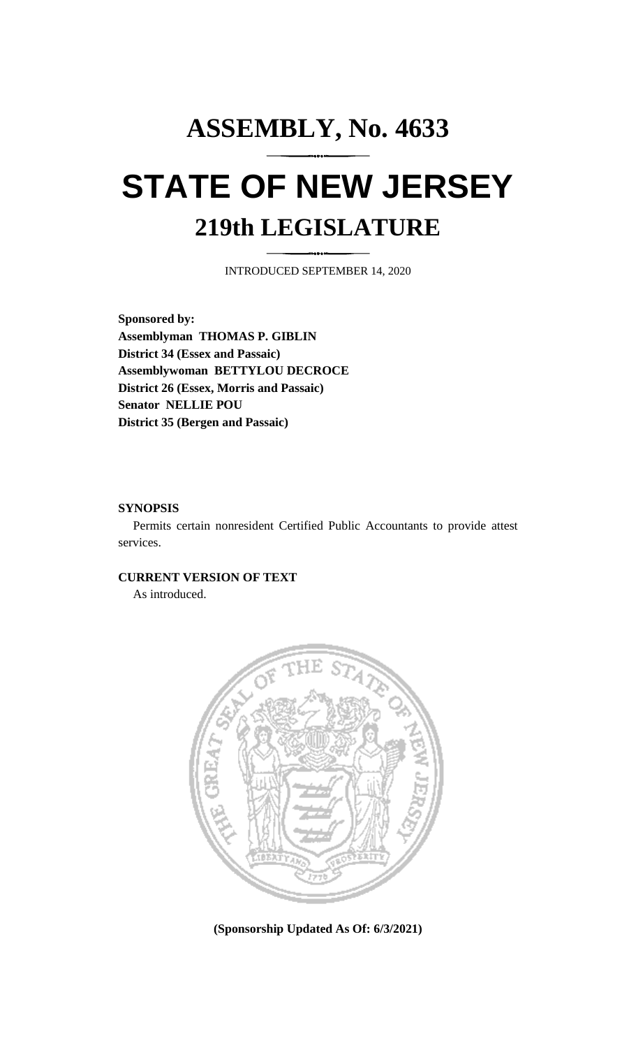# ASSEMBLY, No. 4633

# STATE OF NEW JERSEY

## 219th LEGISLATURE

INTRODUCED SEPTEMBER 14, 2020

**Sponsored by:**
**Assemblyman THOMAS P. GIBLIN**
**District 34 (Essex and Passaic)**
**Assemblywoman BETTYLOU DECROCE**
**District 26 (Essex, Morris and Passaic)**
**Senator NELLIE POU**
**District 35 (Bergen and Passaic)**

**SYNOPSIS**

Permits certain nonresident Certified Public Accountants to provide attest services.

**CURRENT VERSION OF TEXT**

As introduced.

**(Sponsorship Updated As Of: 6/3/2021)**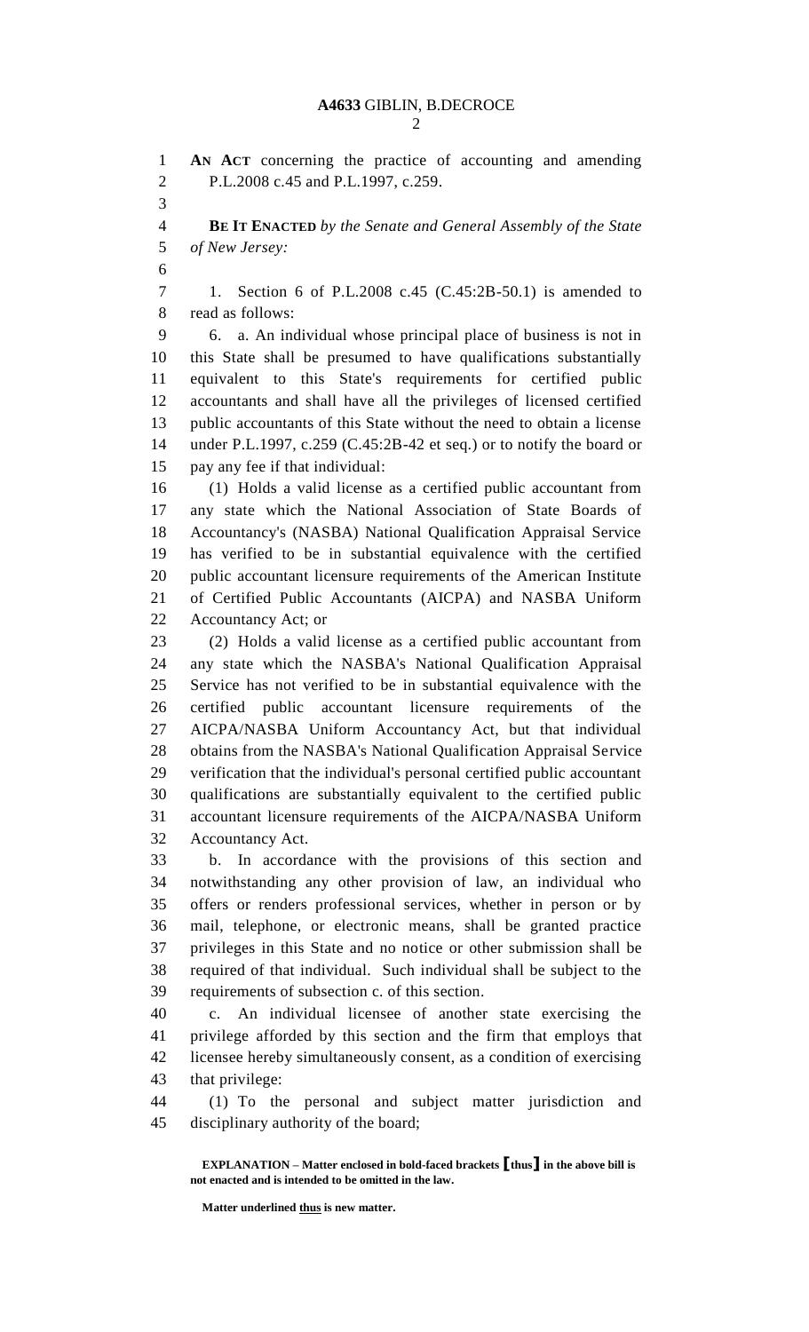**AN ACT** concerning the practice of accounting and amending P.L.2008 c.45 and P.L.1997, c.259.

**BE IT ENACTED** *by the Senate and General Assembly of the State of New Jersey:*

1. Section 6 of P.L.2008 c.45 (C.45:2B-50.1) is amended to read as follows:

6. a. An individual whose principal place of business is not in this State shall be presumed to have qualifications substantially equivalent to this State's requirements for certified public accountants and shall have all the privileges of licensed certified public accountants of this State without the need to obtain a license under P.L.1997, c.259 (C.45:2B-42 et seq.) or to notify the board or pay any fee if that individual:

(1) Holds a valid license as a certified public accountant from any state which the National Association of State Boards of Accountancy's (NASBA) National Qualification Appraisal Service has verified to be in substantial equivalence with the certified public accountant licensure requirements of the American Institute of Certified Public Accountants (AICPA) and NASBA Uniform Accountancy Act; or

(2) Holds a valid license as a certified public accountant from any state which the NASBA's National Qualification Appraisal Service has not verified to be in substantial equivalence with the certified public accountant licensure requirements of the AICPA/NASBA Uniform Accountancy Act, but that individual obtains from the NASBA's National Qualification Appraisal Service verification that the individual's personal certified public accountant qualifications are substantially equivalent to the certified public accountant licensure requirements of the AICPA/NASBA Uniform Accountancy Act.

b. In accordance with the provisions of this section and notwithstanding any other provision of law, an individual who offers or renders professional services, whether in person or by mail, telephone, or electronic means, shall be granted practice privileges in this State and no notice or other submission shall be required of that individual. Such individual shall be subject to the requirements of subsection c. of this section.

c. An individual licensee of another state exercising the privilege afforded by this section and the firm that employs that licensee hereby simultaneously consent, as a condition of exercising that privilege:

(1) To the personal and subject matter jurisdiction and disciplinary authority of the board;

**EXPLANATION – Matter enclosed in bold-faced brackets [thus] in the above bill is not enacted and is intended to be omitted in the law.**

**Matter underlined thus is new matter.**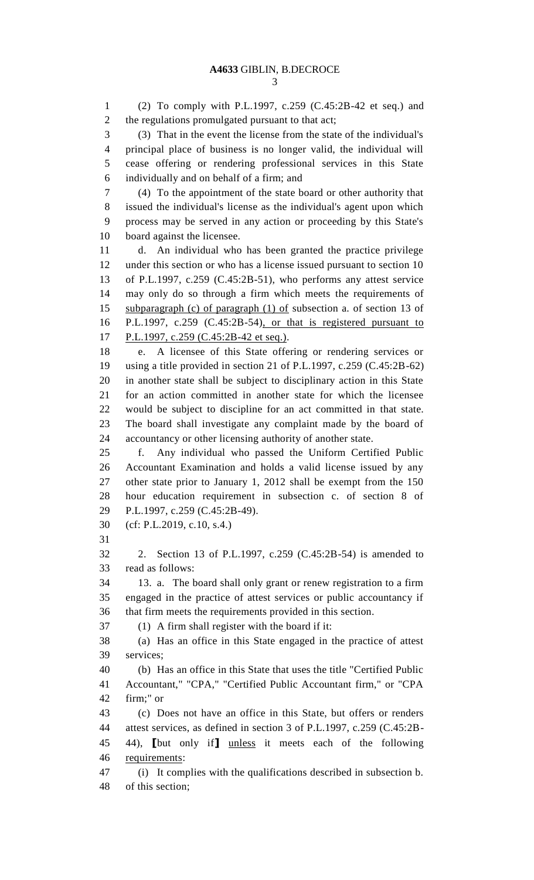(2) To comply with P.L.1997, c.259 (C.45:2B-42 et seq.) and the regulations promulgated pursuant to that act;

(3) That in the event the license from the state of the individual's principal place of business is no longer valid, the individual will cease offering or rendering professional services in this State individually and on behalf of a firm; and

(4) To the appointment of the state board or other authority that issued the individual's license as the individual's agent upon which process may be served in any action or proceeding by this State's board against the licensee.

d. An individual who has been granted the practice privilege under this section or who has a license issued pursuant to section 10 of P.L.1997, c.259 (C.45:2B-51), who performs any attest service may only do so through a firm which meets the requirements of <u>subparagraph (c) of paragraph (1) of</u> subsection a. of section 13 of P.L.1997, c.259 (C.45:2B-54)<u>, or that is registered pursuant to P.L.1997, c.259 (C.45:2B-42 et seq.)</u>.

e. A licensee of this State offering or rendering services or using a title provided in section 21 of P.L.1997, c.259 (C.45:2B-62) in another state shall be subject to disciplinary action in this State for an action committed in another state for which the licensee would be subject to discipline for an act committed in that state. The board shall investigate any complaint made by the board of accountancy or other licensing authority of another state.

f. Any individual who passed the Uniform Certified Public Accountant Examination and holds a valid license issued by any other state prior to January 1, 2012 shall be exempt from the 150 hour education requirement in subsection c. of section 8 of P.L.1997, c.259 (C.45:2B-49).

(cf: P.L.2019, c.10, s.4.)

2. Section 13 of P.L.1997, c.259 (C.45:2B-54) is amended to read as follows:

13. a. The board shall only grant or renew registration to a firm engaged in the practice of attest services or public accountancy if that firm meets the requirements provided in this section.

(1) A firm shall register with the board if it:

(a) Has an office in this State engaged in the practice of attest services;

(b) Has an office in this State that uses the title "Certified Public Accountant," "CPA," "Certified Public Accountant firm," or "CPA firm;" or

(c) Does not have an office in this State, but offers or renders attest services, as defined in section 3 of P.L.1997, c.259 (C.45:2B-44), ⟦but only if⟧ <u>unless</u> it meets each of the following <u>requirements</u>:

(i) It complies with the qualifications described in subsection b. of this section;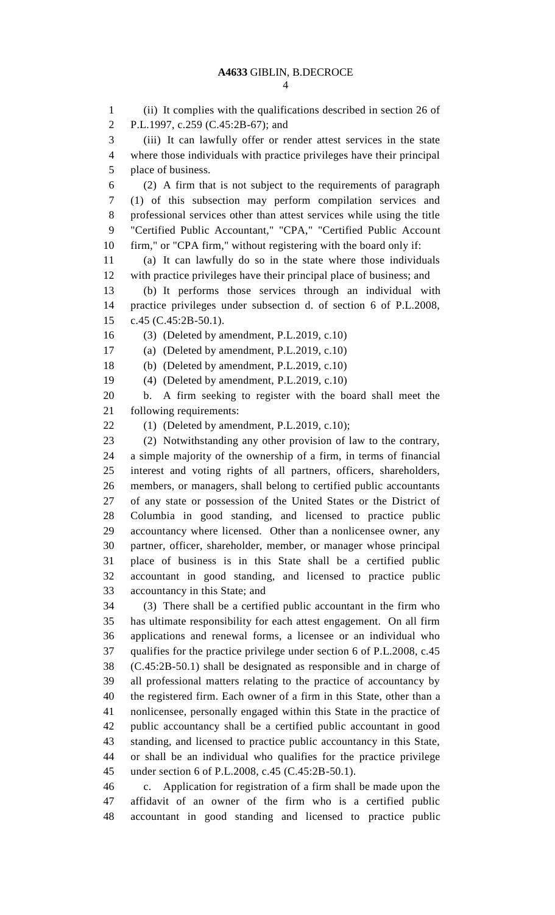(ii) It complies with the qualifications described in section 26 of P.L.1997, c.259 (C.45:2B-67); and

(iii) It can lawfully offer or render attest services in the state where those individuals with practice privileges have their principal place of business.

(2) A firm that is not subject to the requirements of paragraph (1) of this subsection may perform compilation services and professional services other than attest services while using the title "Certified Public Accountant," "CPA," "Certified Public Account firm," or "CPA firm," without registering with the board only if:

(a) It can lawfully do so in the state where those individuals with practice privileges have their principal place of business; and

(b) It performs those services through an individual with practice privileges under subsection d. of section 6 of P.L.2008, c.45 (C.45:2B-50.1).

(3) (Deleted by amendment, P.L.2019, c.10)

(a) (Deleted by amendment, P.L.2019, c.10)

(b) (Deleted by amendment, P.L.2019, c.10)

(4) (Deleted by amendment, P.L.2019, c.10)

b. A firm seeking to register with the board shall meet the following requirements:

(1) (Deleted by amendment, P.L.2019, c.10);

(2) Notwithstanding any other provision of law to the contrary, a simple majority of the ownership of a firm, in terms of financial interest and voting rights of all partners, officers, shareholders, members, or managers, shall belong to certified public accountants of any state or possession of the United States or the District of Columbia in good standing, and licensed to practice public accountancy where licensed. Other than a nonlicensee owner, any partner, officer, shareholder, member, or manager whose principal place of business is in this State shall be a certified public accountant in good standing, and licensed to practice public accountancy in this State; and

(3) There shall be a certified public accountant in the firm who has ultimate responsibility for each attest engagement. On all firm applications and renewal forms, a licensee or an individual who qualifies for the practice privilege under section 6 of P.L.2008, c.45 (C.45:2B-50.1) shall be designated as responsible and in charge of all professional matters relating to the practice of accountancy by the registered firm. Each owner of a firm in this State, other than a nonlicensee, personally engaged within this State in the practice of public accountancy shall be a certified public accountant in good standing, and licensed to practice public accountancy in this State, or shall be an individual who qualifies for the practice privilege under section 6 of P.L.2008, c.45 (C.45:2B-50.1).

c. Application for registration of a firm shall be made upon the affidavit of an owner of the firm who is a certified public accountant in good standing and licensed to practice public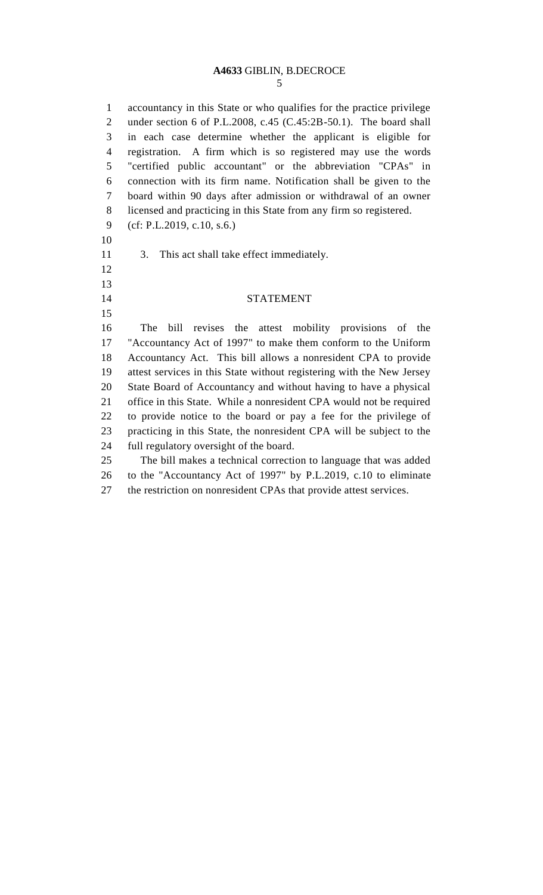accountancy in this State or who qualifies for the practice privilege under section 6 of P.L.2008, c.45 (C.45:2B-50.1). The board shall in each case determine whether the applicant is eligible for registration. A firm which is so registered may use the words "certified public accountant" or the abbreviation "CPAs" in connection with its firm name. Notification shall be given to the board within 90 days after admission or withdrawal of an owner licensed and practicing in this State from any firm so registered.

(cf: P.L.2019, c.10, s.6.)

3. This act shall take effect immediately.

## STATEMENT

The bill revises the attest mobility provisions of the "Accountancy Act of 1997" to make them conform to the Uniform Accountancy Act. This bill allows a nonresident CPA to provide attest services in this State without registering with the New Jersey State Board of Accountancy and without having to have a physical office in this State. While a nonresident CPA would not be required to provide notice to the board or pay a fee for the privilege of practicing in this State, the nonresident CPA will be subject to the full regulatory oversight of the board.

The bill makes a technical correction to language that was added to the "Accountancy Act of 1997" by P.L.2019, c.10 to eliminate the restriction on nonresident CPAs that provide attest services.